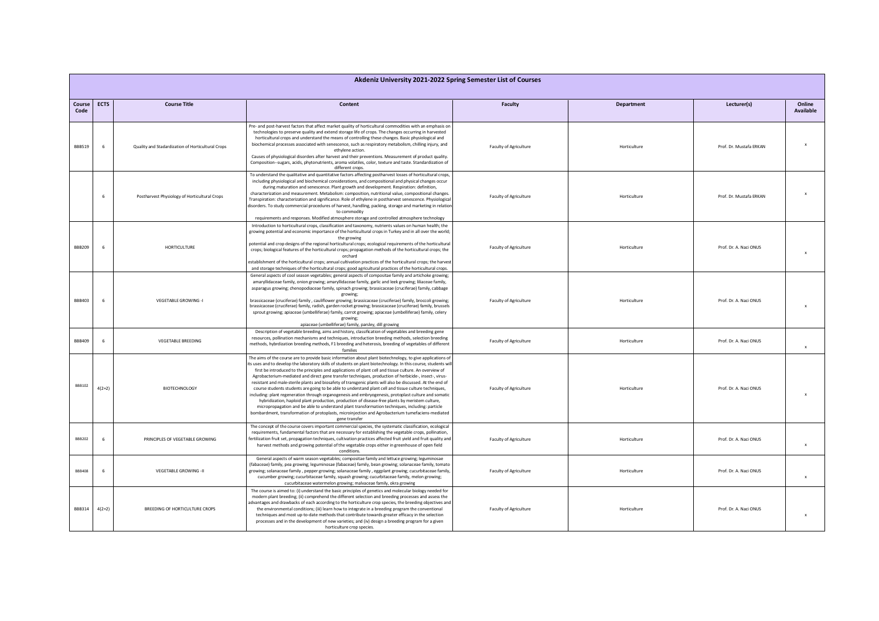| Akdeniz University 2021-2022 Spring Semester List of Courses | | | | | | | |
|---|---|---|---|---|---|---|---|
| Course Code | ECTS | Course Title | Content | Faculty | Department | Lecturer(s) | Online Available |
| BBB519 | 6 | Quality and Stadardization of Horticultural Crops | Pre- and post-harvest factors that affect market quality of horticultural commodities with an emphasis on technologies to preserve quality and extend storage life of crops. The changes occurring in harvested horticultural crops and understand the means of controlling these changes. Basic physiological and biochemical processes associated with senescence, such as respiratory metabolism, chilling injury, and ethylene action. Causes of physiological disorders after harvest and their preventions. Measurement of product quality. Composition--sugars, acids, phytonutrients, aroma volatiles, color, texture and taste. Standardization of different crops. | Faculty of Agriculture | Horticulture | Prof. Dr. Mustafa ERKAN | x |
| | 6 | Postharvest Physiology of Horticultural Crops | To understand the qualitative and quantitative factors affecting postharvest losses of horticultural crops, including physiological and biochemical considerations, and compositional and physical changes occur during maturation and senescence. Plant growth and development. Respiration: definition, characterization and measurement. Metabolism: composition, nutritional value, compositional changes. Transpiration: characterization and significance. Role of ethylene in postharvest senescence. Physiological disorders. To study commercial procedures of harvest, handling, packing, storage and marketing in relation to commodity requirements and responses. Modified atmosphere storage and controlled atmosphere technology | Faculty of Agriculture | Horticulture | Prof. Dr. Mustafa ERKAN | x |
| BBB209 | 6 | HORTICULTURE | Introduction to horticultural crops, classification and taxonomy, nutrients values on human health; the growing potential and economic importance of the horticultural crops in Turkey and in all over the world; the growing potential and crop designs of the regional horticultural crops; ecological requirements of the horticultural crops; biological features of the horticultural crops; propagation methods of the horticultural crops; the orchard establishment of the horticultural crops; annual cultivation practices of the horticultural crops; the harvest and storage techniques of the horticultural crops; good agricultural practices of the horticultural crops. | Faculty of Agriculture | Horticulture | Prof. Dr. A. Naci ONUS | x |
| BBB403 | 6 | VEGETABLE GROWING -I | General aspects of cool season vegetables; general aspects of compositae family and artichoke growing; amaryllidaceae family, onion growing; amaryllidaceae family, garlic and leek growing; liliaceae family, asparagus growing; chenopodiaceae family, spinach growing; brassicaceae (cruciferae) family, cabbage growing; brassicaceae (cruciferae) family , cauliflower growing; brassicaceae (cruciferae) family, broccoli growing; brassicaceae (cruciferae) family, radish, garden rocket growing; brassicaceae (cruciferae) family, brussels sprout growing; apiaceae (umbelliferae) family, carrot growing; apiaceae (umbelliferae) family, celery growing; apiaceae (umbelliferae) family, parsley, dill growing | Faculty of Agriculture | Horticulture | Prof. Dr. A. Naci ONUS | x |
| BBB409 | 6 | VEGETABLE BREEDING | Description of vegetable breeding, aims and history, classification of vegetables and breeding gene resources, pollination mechanisms and techniques, introduction breeding methods, selection breeding methods, hybrdization breeding methods, F1 breeding and heterosis, breeding of vegetables of different families | Faculty of Agriculture | Horticulture | Prof. Dr. A. Naci ONUS | x |
| BBB102 | 4(2+2) | BIOTECHNOLOGY | The aims of the course are to provide basic information about plant biotechnology, to give applications of its uses and to develop the laboratory skills of students on plant biotechnology. In this course, students will first be introduced to the principles and applications of plant cell and tissue culture. An overview of Agrobacterium-mediated and direct gene transfer techniques, production of herbicide-, insect-, virus-resistant and male-sterile plants and biosafety of transgenic plants will also be discussed. At the end of course students students are going to be able to understand plant cell and tissue culture techniques, including: plant regeneration through organogenesis and embryogenesis, protoplast culture and somatic hybridization, haploid plant production, production of disease-free plants by meristem culture, micropropagation and be able to understand plant transformation techniques, including: particle bombardment, transformation of protoplasts, microinjection and Agrobacterium tumefaciens-mediated gene transfer | Faculty of Agriculture | Horticulture | Prof. Dr. A. Naci ONUS | x |
| BBB202 | 6 | PRINCIPLES OF VEGETABLE GROWING | The concept of the course covers important commercial species, the systematic classification, ecological requirements, fundamental factors that are necessary for establishing the vegetable crops, pollination, fertilization fruit set, propagation techniques, cultivation practices affected fruit yield and fruit quality and harvest methods and growing potential of the vegetable crops either in greenhouse of open field conditions. | Faculty of Agriculture | Horticulture | Prof. Dr. A. Naci ONUS | x |
| BBB408 | 6 | VEGETABLE GROWING -II | General aspects of warm season vegetables; compositae family and lettuce growing; leguminosae (fabaceae) family, pea growing; leguminosae (fabaceae) family, bean growing; solanaceae family, tomato growing; solanaceae family , pepper growing; solanaceae family , eggplant growing; cucurbitaceae family, cucumber growing; cucurbitaceae family, squash growing; cucurbitaceae family, melon growing; cucurbitaceae watermelon growing; malvaceae family, okra growing | Faculty of Agriculture | Horticulture | Prof. Dr. A. Naci ONUS | x |
| BBB314 | 4(2+2) | BREEDING OF HORTICULTURE CROPS | The course is aimed to: (i) understand the basic principles of genetics and molecular biology needed for modern plant breeding; (ii) comprehend the different selection and breeding processes and assess the advantages and drawbacks of each according to the horticulture crop species, the breeding objectives and the environmental conditions; (iii) learn how to integrate in a breeding program the conventional techniques and most up-to-date methods that contribute towards greater efficacy in the selection processes and in the development of new varieties; and (iv) design a breeding program for a given horticulture crop species. | Faculty of Agriculture | Horticulture | Prof. Dr. A. Naci ONUS | x |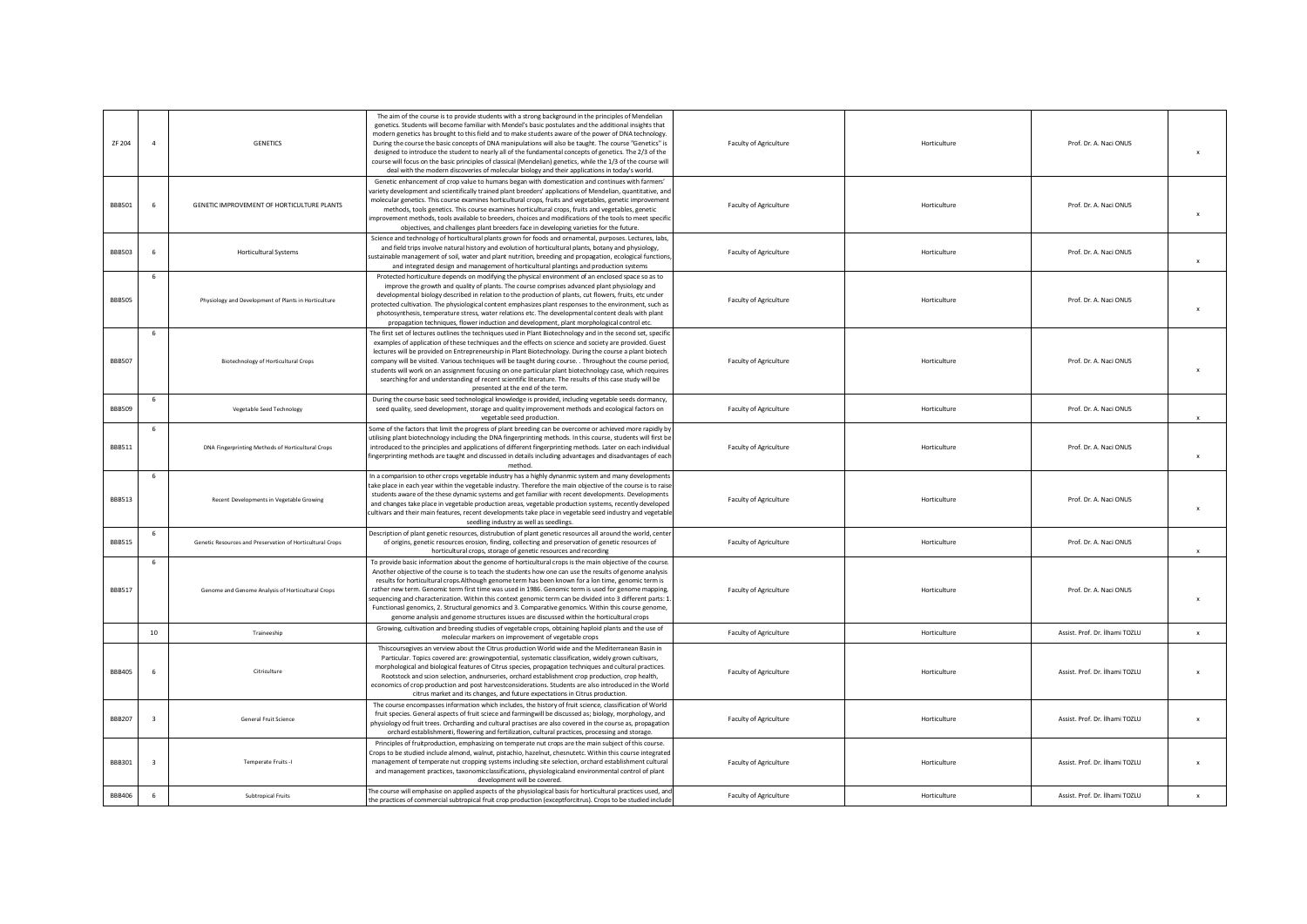| | | | | | | | |
|---|---|---|---|---|---|---|---|
| ZF 204 | 4 | GENETICS | The aim of the course is to provide students with a strong background in the principles of Mendelian genetics. Students will become familiar with Mendel's basic postulates and the additional insights that modern genetics has brought to this field and to make students aware of the power of DNA technology. During the course the basic concepts of DNA manipulations will also be taught. The course "Genetics" is designed to introduce the student to nearly all of the fundamental concepts of genetics. The 2/3 of the course will focus on the basic principles of classical (Mendelian) genetics, while the 1/3 of the course will deal with the modern discoveries of molecular biology and their applications in today's world. | Faculty of Agriculture | Horticulture | Prof. Dr. A. Naci ONUS | x |
| BBB501 | 6 | GENETIC IMPROVEMENT OF HORTICULTURE PLANTS | Genetic enhancement of crop value to humans began with domestication and continues with farmers' variety development and scientifically trained plant breeders' applications of Mendelian, quantitative, and molecular genetics. This course examines horticultural crops, fruits and vegetables, genetic improvement methods, tools genetics. This course examines horticultural crops, fruits and vegetables, genetic improvement methods, tools available to breeders, choices and modifications of the tools to meet specific objectives, and challenges plant breeders face in developing varieties for the future. | Faculty of Agriculture | Horticulture | Prof. Dr. A. Naci ONUS | x |
| BBB503 | 6 | Horticultural Systems | Science and technology of horticultural plants grown for foods and ornamental, purposes. Lectures, labs, and field trips involve natural history and evolution of horticultural plants, botany and physiology, sustainable management of soil, water and plant nutrition, breeding and propagation, ecological functions, and integrated design and management of horticultural plantings and production systems | Faculty of Agriculture | Horticulture | Prof. Dr. A. Naci ONUS | x |
| BBB505 | 6 | Physiology and Development of Plants in Horticulture | Protected horticulture depends on modifying the physical environment of an enclosed space so as to improve the growth and quality of plants. The course comprises advanced plant physiology and developmental biology described in relation to the production of plants, cut flowers, fruits, etc under protected cultivation. The physiological content emphasizes plant responses to the environment, such as photosynthesis, temperature stress, water relations etc. The developmental content deals with plant propagation techniques, flower induction and development, plant morphological control etc. | Faculty of Agriculture | Horticulture | Prof. Dr. A. Naci ONUS | x |
| BBB507 | 6 | Biotechnology of Horticultural Crops | The first set of lectures outlines the techniques used in Plant Biotechnology and in the second set, specific examples of application of these techniques and the effects on science and society are provided. Guest lectures will be provided on Entrepreneurship in Plant Biotechnology. During the course a plant biotech company will be visited. Various techniques will be taught during course. . Throughout the course period, students will work on an assignment focusing on one particular plant biotechnology case, which requires searching for and understanding of recent scientific literature. The results of this case study will be presented at the end of the term. | Faculty of Agriculture | Horticulture | Prof. Dr. A. Naci ONUS | x |
| BBB509 | 6 | Vegetable Seed Technology | During the course basic seed technological knowledge is provided, including vegetable seeds dormancy, seed quality, seed development, storage and quality improvement methods and ecological factors on vegetable seed production. | Faculty of Agriculture | Horticulture | Prof. Dr. A. Naci ONUS | x |
| BBB511 | 6 | DNA Fingerprinting Methods of Horticultural Crops | Some of the factors that limit the progress of plant breeding can be overcome or achieved more rapidly by utilising plant biotechnology including the DNA fingerprinting methods. In this course, students will first be introduced to the principles and applications of different fingerprinting methods. Later on each individual fingerprinting methods are taught and discussed in details including advantages and disadvantages of each method. | Faculty of Agriculture | Horticulture | Prof. Dr. A. Naci ONUS | x |
| BBB513 | 6 | Recent Developments in Vegetable Growing | In a comparision to other crops vegetable industry has a highly dynanmic system and many developments take place in each year within the vegetable industry. Therefore the main objective of the course is to raise students aware of the these dynamic systems and get familiar with recent developments. Developments and changes take place in vegetable production areas, vegetable production systems, recently developed cultivars and their main features, recent developments take place in vegetable seed industry and vegetable seedling industry as well as seedlings. | Faculty of Agriculture | Horticulture | Prof. Dr. A. Naci ONUS | x |
| BBB515 | 6 | Genetic Resources and Preservation of Horticultural Crops | Description of plant genetic resources, distrubution of plant genetic resources all around the world, center of origins, genetic resources erosion, finding, collecting and preservation of genetic resources of horticultural crops, storage of genetic resources and recording | Faculty of Agriculture | Horticulture | Prof. Dr. A. Naci ONUS | x |
| BBB517 | 6 | Genome and Genome Analysis of Horticultural Crops | To provide basic information about the genome of horticultural crops is the main objective of the course. Another objective of the course is to teach the students how one can use the results of genome analysis results for horticultural crops.Although genome term has been known for a lon time, genomic term is rather new term. Genomic term first time was used in 1986. Genomic term is used for genome mapping, sequencing and characterization. Within this context genomic term can be divided into 3 different parts: 1. Functionasl genomics, 2. Structural genomics and 3. Comparative genomics. Within this course genome, genome analysis and genome structures issues are discussed within the horticultural crops | Faculty of Agriculture | Horticulture | Prof. Dr. A. Naci ONUS | x |
| | 10 | Traineeship | Growing, cultivation and breeding studies of vegetable crops, obtaining haploid plants and the use of molecular markers on improvement of vegetable crops | Faculty of Agriculture | Horticulture | Assist. Prof. Dr. İlhami TOZLU | x |
| BBB405 | 6 | Citriculture | Thiscoursegives an verview about the Citrus production World wide and the Mediterranean Basin in Particular. Topics covered are: growingpotential, systematic classification, widely grown cultivars, morphological and biological features of Citrus species, propagation techniques and cultural practices. Rootstock and scion selection, andnurseries, orchard establishment crop production, crop health, economics of crop production and post harvestconsiderations. Students are also introduced in the World citrus market and its changes, and future expectations in Citrus production. | Faculty of Agriculture | Horticulture | Assist. Prof. Dr. İlhami TOZLU | x |
| BBB207 | 3 | General Fruit Science | The course encompasses information which includes, the history of fruit science, classification of World fruit species. General aspects of fruit sciece and farmingwill be discussed as; biology, morphology, and physiology od fruit trees. Orcharding and cultural practises are also covered in the course as, propagation orchard establishmenti, flowering and fertilization, cultural practices, processing and storage. | Faculty of Agriculture | Horticulture | Assist. Prof. Dr. İlhami TOZLU | x |
| BBB301 | 3 | Temperate Fruits -I | Principles of fruitproduction, emphasizing on temperate nut crops are the main subject of this course. Crops to be studied include almond, walnut, pistachio, hazelnut, chesnutetc. Within this course integrated management of temperate nut cropping systems including site selection, orchard establishment cultural and management practices, taxonomicclassifications, physiologicaland environmental control of plant development will be covered. | Faculty of Agriculture | Horticulture | Assist. Prof. Dr. İlhami TOZLU | x |
| BBB406 | 6 | Subtropical Fruits | The course will emphasise on applied aspects of the physiological basis for horticultural practices used, and the practices of commercial subtropical fruit crop production (exceptforcitrus). Crops to be studied include | Faculty of Agriculture | Horticulture | Assist. Prof. Dr. İlhami TOZLU | x |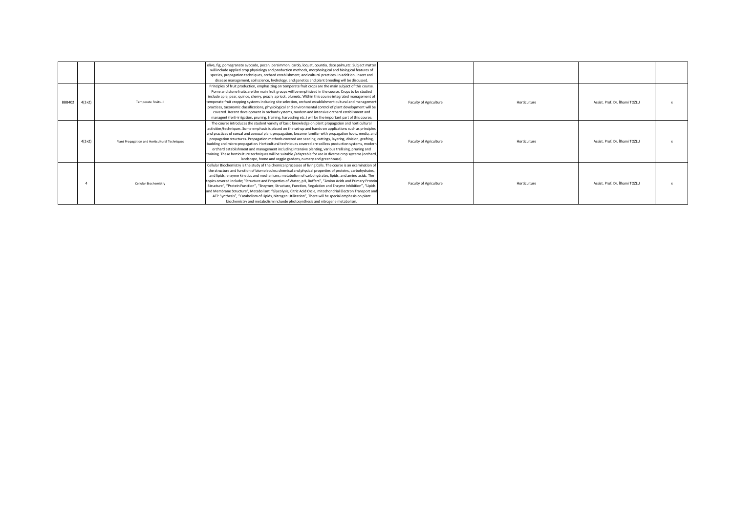| | | | | | | | |
|---|---|---|---|---|---|---|---|
| | | | olive, fig, pomegranate avocado, pecan, persimmon, carob, loquat, opuntia, date palm,etc. Subject matter will include applied crop physiology and production methods, morphological and biological features of species, propagation techniques, orchard establishment, and cultural practices. In addition, insect and disease management, soil science, hydrology, and genetics and plant breeding will be discussed. | | | | |
| BBB402 | 4(2+2) | Temperate Fruits -II | Principles of fruit production, emphasizing on temperate fruit crops are the main subject of this course. Pome and stone fruits are the main fruit groups will be emphisized in the course. Crops to be studied include aple, pear, quince, cherry, peach, apricot, plumetc. Within this course integrated management of temperate fruit cropping systems including site selection, orchard establishment cultural and management practices, taxonomic classifications, physiological and environmental control of plant development will be covered. Recent development in orchards ystems, modern and intensive orchard establisment and managent (ferti-irrigation, pruning, training, harvesting etc.) will be the important part of this course. | Faculty of Agriculture | Horticulture | Assist. Prof. Dr. İlhami TOZLU | x |
| | 4(2+2) | Plant Propagation and Horticultural Techniques | The course introduces the student variety of basic knowledge on plant propagation and horticultural activities/techniques. Some emphasis is placed on the set-up and hands-on applications such as principles and practices of sexual and asexual plant propagation, become familiar with propagation tools, media, and propagation structures. Propagation methods covered are seeding, cuttings, layering, division, grafting, budding and micro-propagation. Horticultural techniques covered are soilless production systems, modern orchard establishment and management including intensive planting, various trellising, pruning and training. These horticulture techniques will be suitable /adaptable for use in diverse crop systems (orchard, landscape, home and veggie gardens, nursery and greenhouse). | Faculty of Agriculture | Horticulture | Assist. Prof. Dr. İlhami TOZLU | x |
| | 4 | Cellular Biochemistry | Cellular Biochemistry is the study of the chemical processes of living Cells. The course is an examination of the structure and function of biomolecules: chemical and physical properties of proteins, carbohydrates, and lipids; enzyme kinetics and mechanisms; metabolism of carbohydrates, lipids, and amino acids. The topics covered include; "Structure and Properties of Water, pH, Buffers", "Amino Acids and Primary Protein Structure", "Protein Function", "Enzymes; Structure, Function, Regulation and Enzyme Inhibition", "Lipids and Membrane Structure", Metabolism: "Glycolysis, Citric Acid Cycle, mitochondrial Electron Transport and ATP Synthesis", "Catabolism of Lipids, Nitrogen Utilization", There will be special emphesis on plant biochemistry and metabolism incluede photosynthesis and nitrogene metabolism. | Faculty of Agriculture | Horticulture | Assist. Prof. Dr. İlhami TOZLU | x |